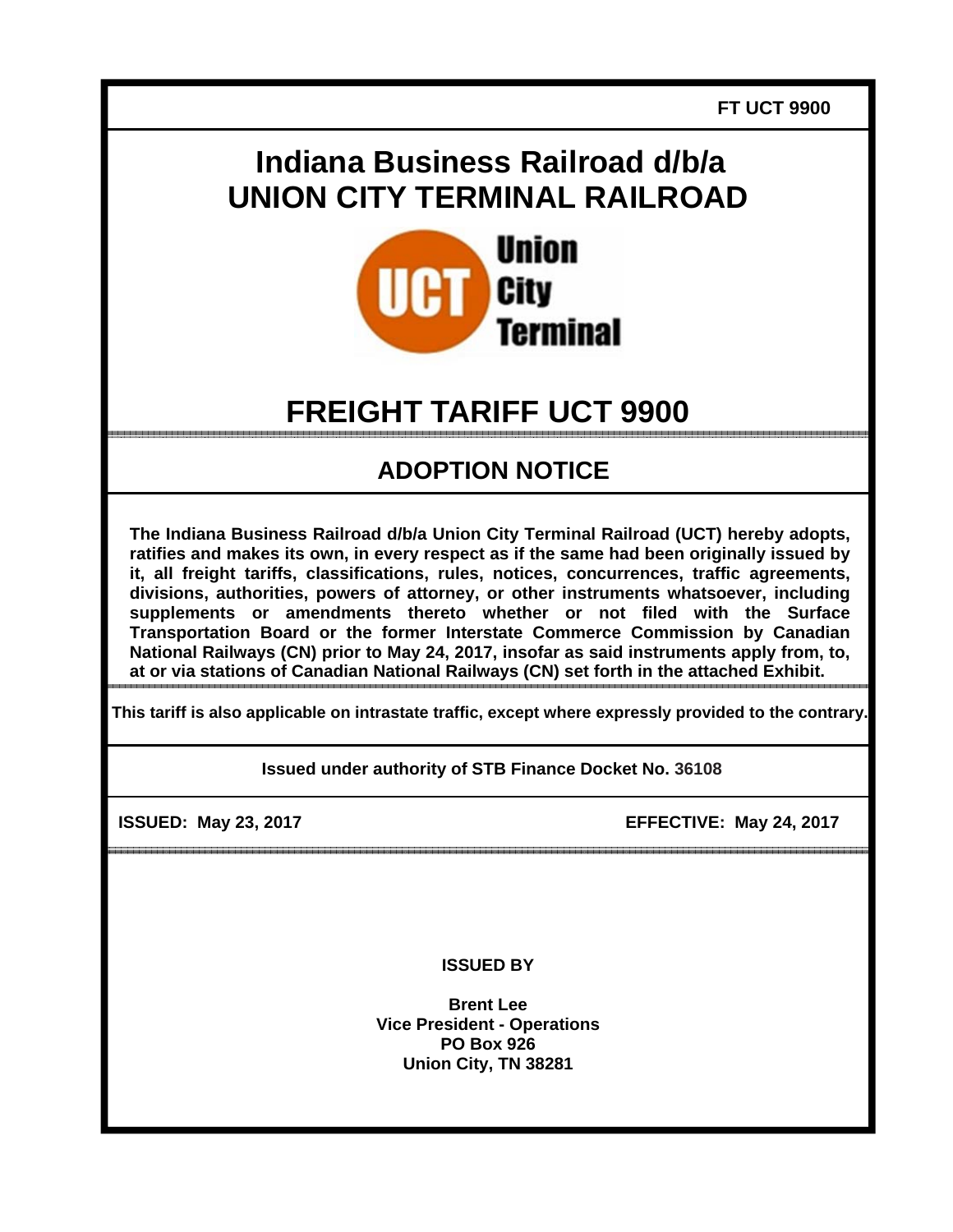FT UCT 9900

# Indiana Business Railroad d/b/a UNION CITY TERMINAL RAILROAD

Union City Terminal

# FREIGHT TARIFF UCT 9900

## ADOPTION NOTICE

**The Indiana Business Railroad d/b/a Union City Terminal Railroad (UCT) hereby adopts, ratifies and makes its own, in every respect as if the same had been originally issued by it, all freight tariffs, classifications, rules, notices, concurrences, traffic agreements, divisions, authorities, powers of attorney, or other instruments whatsoever, including supplements or amendments thereto whether or not filed with the Surface Transportation Board or the former Interstate Commerce Commission by Canadian National Railways (CN) prior to May 24, 2017, insofar as said instruments apply from, to, at or via stations of Canadian National Railways (CN) set forth in the attached Exhibit.**

**This tariff is also applicable on intrastate traffic, except where expressly provided to the contrary.**

**Issued under authority of STB Finance Docket No. 36108**

**ISSUED: May 23, 2017** **EFFECTIVE: May 24, 2017**

**ISSUED BY**

**Brent Lee**
**Vice President - Operations**
**PO Box 926**
**Union City, TN 38281**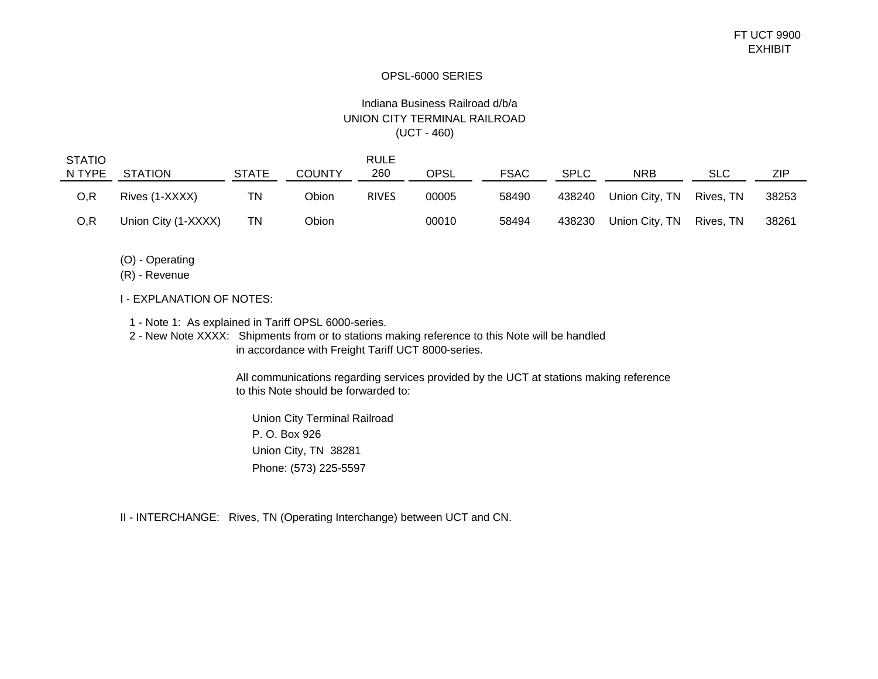FT UCT 9900
EXHIBIT

# OPSL-6000 SERIES

## Indiana Business Railroad d/b/a UNION CITY TERMINAL RAILROAD (UCT - 460)

| STATION TYPE | STATION | STATE | COUNTY | RULE 260 | OPSL | FSAC | SPLC | NRB | SLC | ZIP |
|---|---|---|---|---|---|---|---|---|---|---|
| O,R | Rives (1-XXXX) | TN | Obion | RIVES | 00005 | 58490 | 438240 | Union City, TN | Rives, TN | 38253 |
| O,R | Union City (1-XXXX) | TN | Obion | | 00010 | 58494 | 438230 | Union City, TN | Rives, TN | 38261 |

(O) - Operating
(R) - Revenue

I - EXPLANATION OF NOTES:

1 - Note 1: As explained in Tariff OPSL 6000-series.

2 - New Note XXXX: Shipments from or to stations making reference to this Note will be handled in accordance with Freight Tariff UCT 8000-series.

All communications regarding services provided by the UCT at stations making reference to this Note should be forwarded to:

Union City Terminal Railroad
P. O. Box 926
Union City, TN 38281
Phone: (573) 225-5597

II - INTERCHANGE: Rives, TN (Operating Interchange) between UCT and CN.